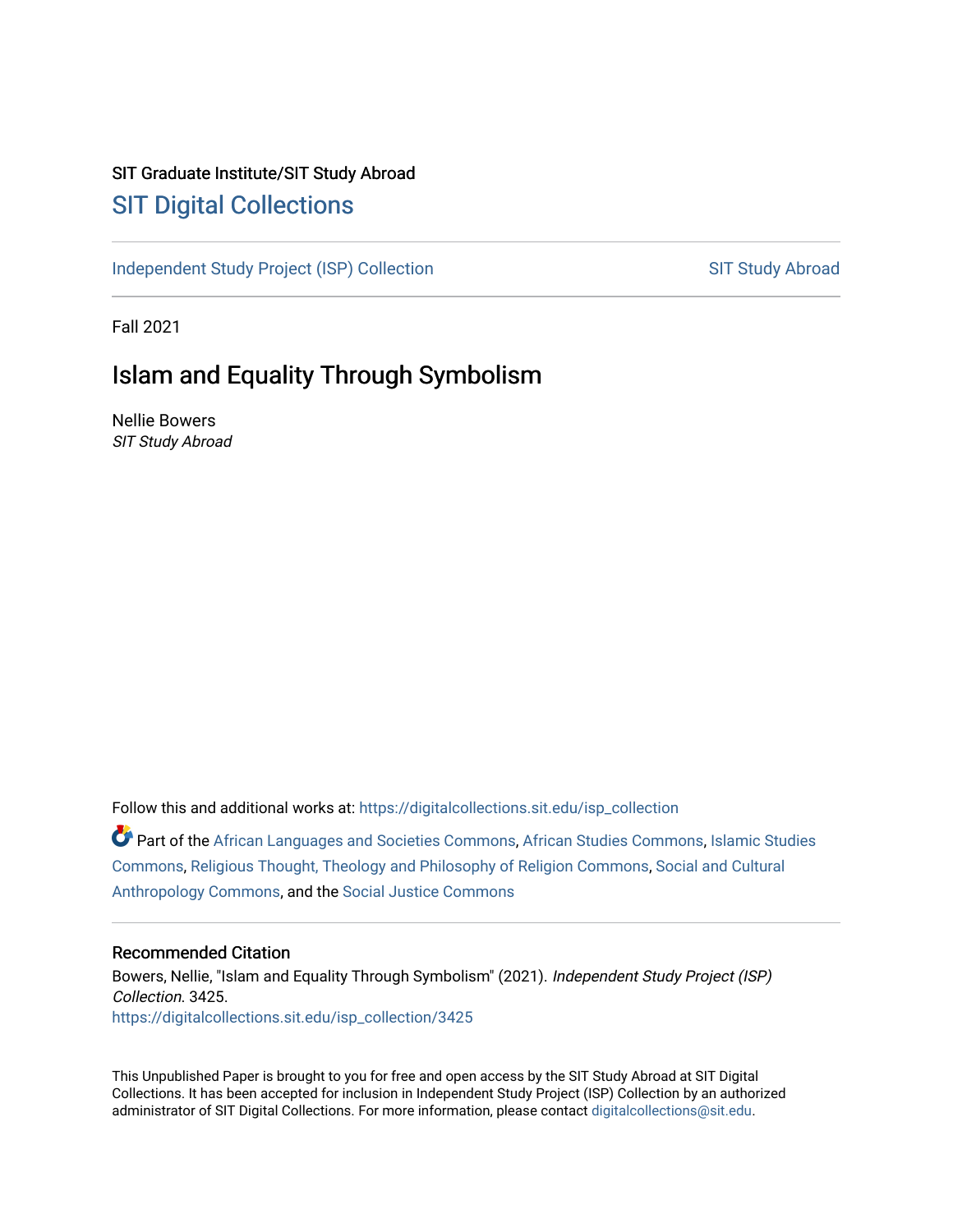SIT Graduate Institute/SIT Study Abroad

# SIT Digital Collections

Independent Study Project (ISP) Collection | SIT Study Abroad

Fall 2021

## Islam and Equality Through Symbolism

Nellie Bowers

*SIT Study Abroad*

Follow this and additional works at: https://digitalcollections.sit.edu/isp_collection

Part of the African Languages and Societies Commons, African Studies Commons, Islamic Studies Commons, Religious Thought, Theology and Philosophy of Religion Commons, Social and Cultural Anthropology Commons, and the Social Justice Commons

### Recommended Citation

Bowers, Nellie, "Islam and Equality Through Symbolism" (2021). *Independent Study Project (ISP) Collection*. 3425.
https://digitalcollections.sit.edu/isp_collection/3425

This Unpublished Paper is brought to you for free and open access by the SIT Study Abroad at SIT Digital Collections. It has been accepted for inclusion in Independent Study Project (ISP) Collection by an authorized administrator of SIT Digital Collections. For more information, please contact digitalcollections@sit.edu.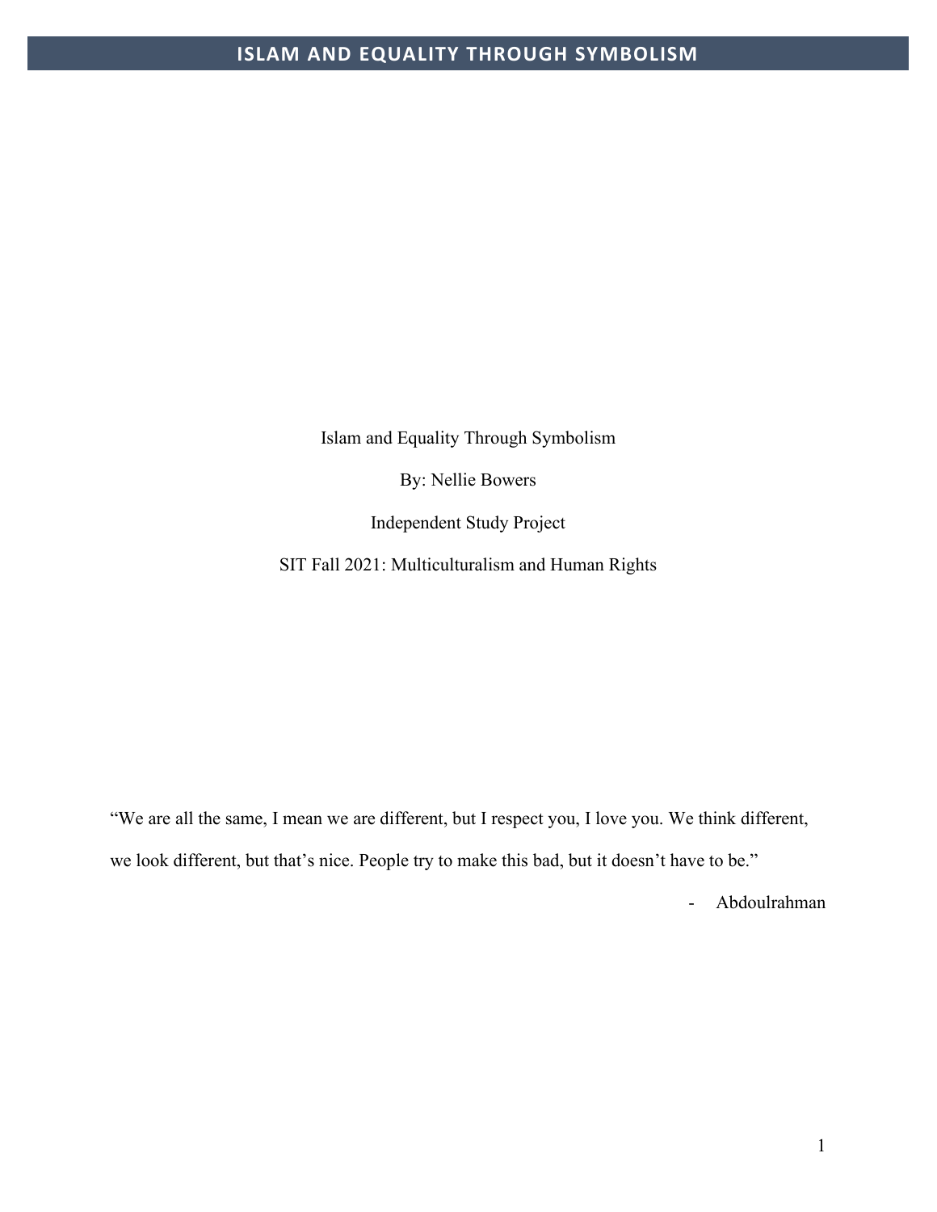Islam and Equality Through Symbolism

By: Nellie Bowers

Independent Study Project

SIT Fall 2021: Multiculturalism and Human Rights

"We are all the same, I mean we are different, but I respect you, I love you. We think different, we look different, but that's nice. People try to make this bad, but it doesn't have to be."

- Abdoulrahman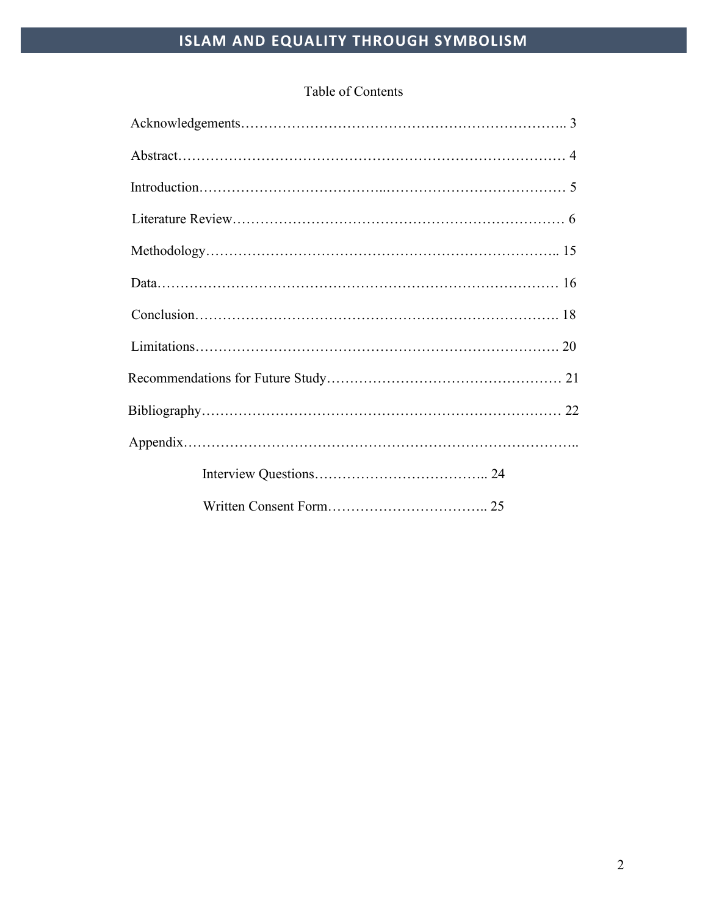## Table of Contents

Acknowledgements………………………………………………………….. 3

Abstract………………………………………………………………………… 4

Introduction………………………………..………………………………… 5

Literature Review…………………………………………………………… 6

Methodology……………………………………………………………….. 15

Data………………………………………………………………………… 16

Conclusion…………………………………………………………………. 18

Limitations…………………………………………………………………. 20

Recommendations for Future Study…………………………………………… 21

Bibliography……………………………………………………………… 22

Appendix……………………………………………………………………..

- Interview Questions……………………………….. 24
- Written Consent Form…………………………….. 25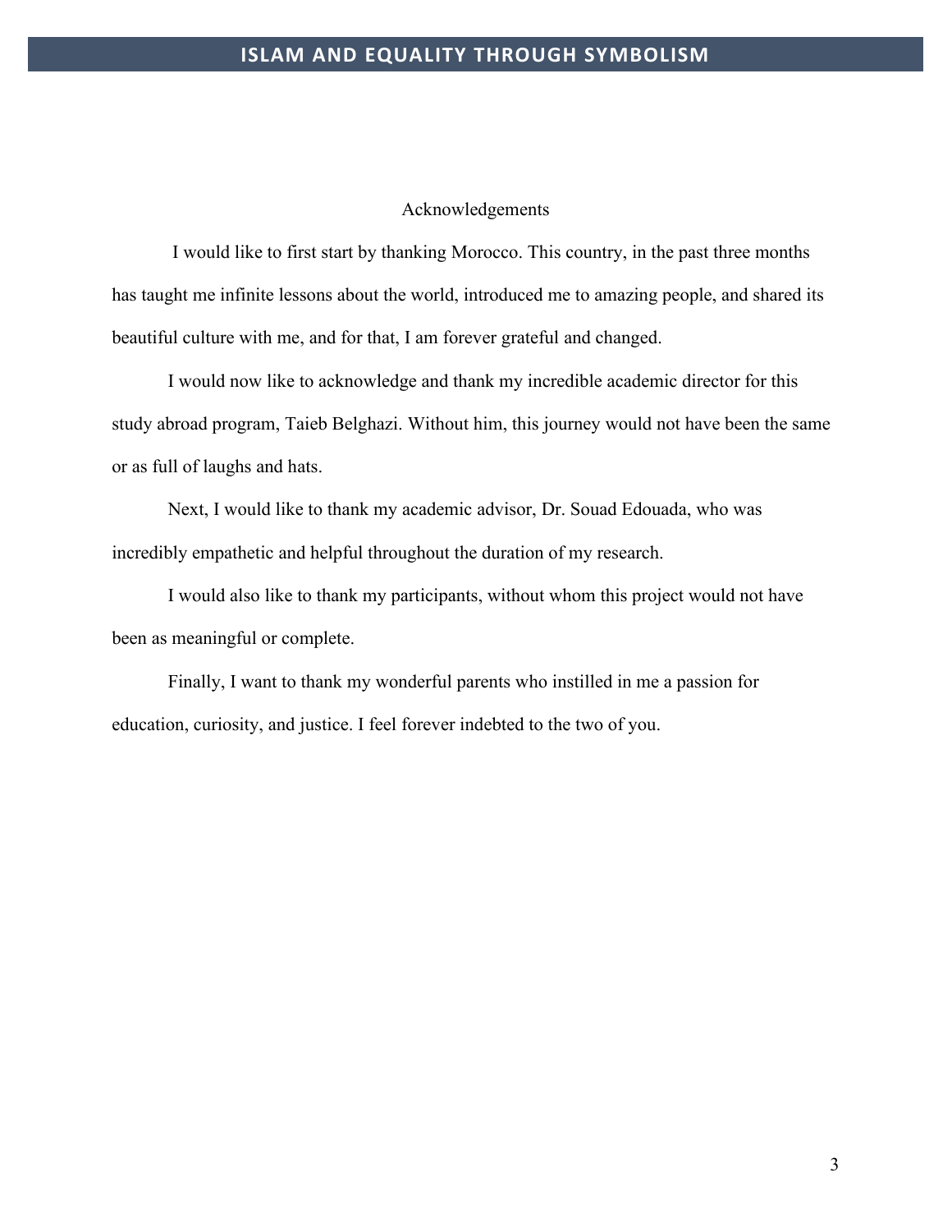## Acknowledgements

I would like to first start by thanking Morocco. This country, in the past three months has taught me infinite lessons about the world, introduced me to amazing people, and shared its beautiful culture with me, and for that, I am forever grateful and changed.

I would now like to acknowledge and thank my incredible academic director for this study abroad program, Taieb Belghazi. Without him, this journey would not have been the same or as full of laughs and hats.

Next, I would like to thank my academic advisor, Dr. Souad Edouada, who was incredibly empathetic and helpful throughout the duration of my research.

I would also like to thank my participants, without whom this project would not have been as meaningful or complete.

Finally, I want to thank my wonderful parents who instilled in me a passion for education, curiosity, and justice. I feel forever indebted to the two of you.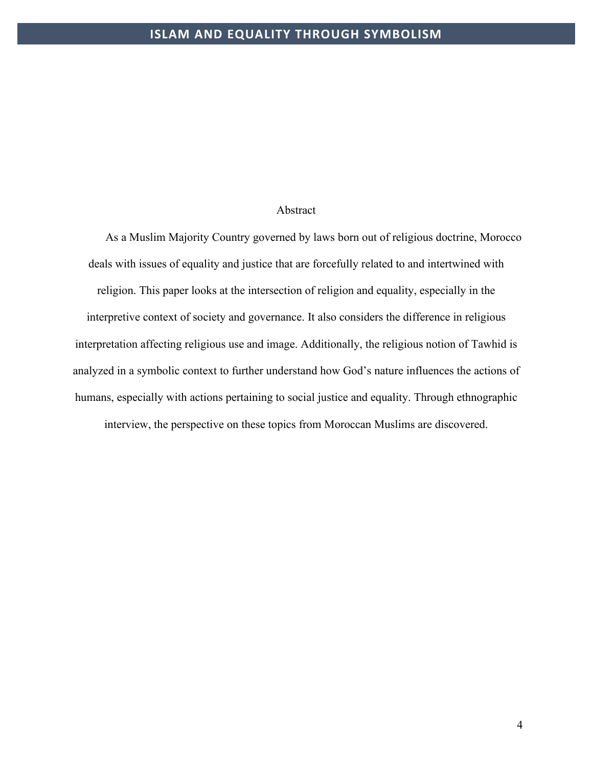## Abstract

As a Muslim Majority Country governed by laws born out of religious doctrine, Morocco deals with issues of equality and justice that are forcefully related to and intertwined with religion. This paper looks at the intersection of religion and equality, especially in the interpretive context of society and governance. It also considers the difference in religious interpretation affecting religious use and image. Additionally, the religious notion of Tawhid is analyzed in a symbolic context to further understand how God's nature influences the actions of humans, especially with actions pertaining to social justice and equality. Through ethnographic interview, the perspective on these topics from Moroccan Muslims are discovered.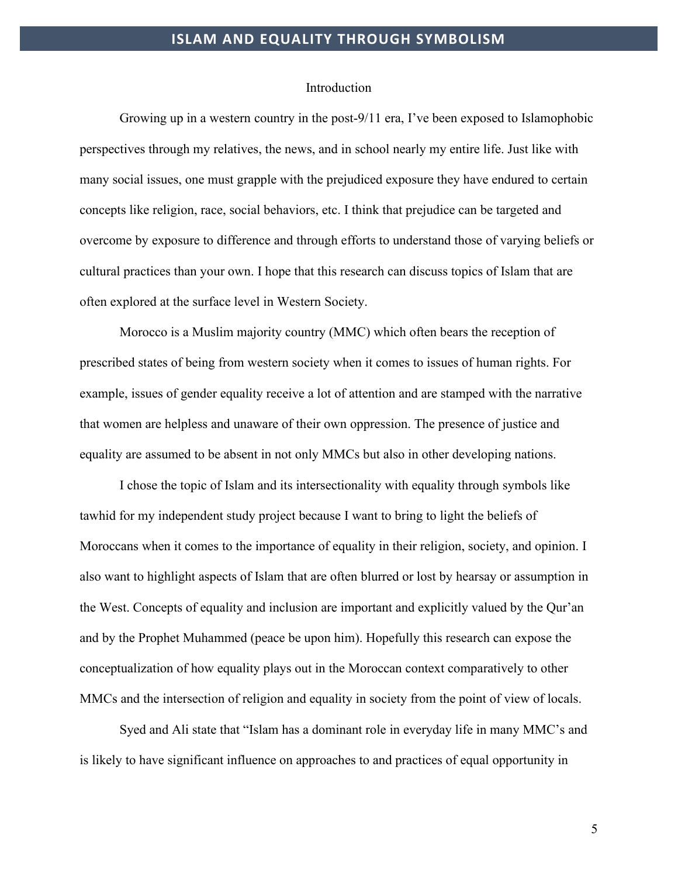## Introduction

Growing up in a western country in the post-9/11 era, I've been exposed to Islamophobic perspectives through my relatives, the news, and in school nearly my entire life. Just like with many social issues, one must grapple with the prejudiced exposure they have endured to certain concepts like religion, race, social behaviors, etc. I think that prejudice can be targeted and overcome by exposure to difference and through efforts to understand those of varying beliefs or cultural practices than your own. I hope that this research can discuss topics of Islam that are often explored at the surface level in Western Society.

Morocco is a Muslim majority country (MMC) which often bears the reception of prescribed states of being from western society when it comes to issues of human rights. For example, issues of gender equality receive a lot of attention and are stamped with the narrative that women are helpless and unaware of their own oppression. The presence of justice and equality are assumed to be absent in not only MMCs but also in other developing nations.

I chose the topic of Islam and its intersectionality with equality through symbols like tawhid for my independent study project because I want to bring to light the beliefs of Moroccans when it comes to the importance of equality in their religion, society, and opinion. I also want to highlight aspects of Islam that are often blurred or lost by hearsay or assumption in the West. Concepts of equality and inclusion are important and explicitly valued by the Qur'an and by the Prophet Muhammed (peace be upon him). Hopefully this research can expose the conceptualization of how equality plays out in the Moroccan context comparatively to other MMCs and the intersection of religion and equality in society from the point of view of locals.

Syed and Ali state that "Islam has a dominant role in everyday life in many MMC's and is likely to have significant influence on approaches to and practices of equal opportunity in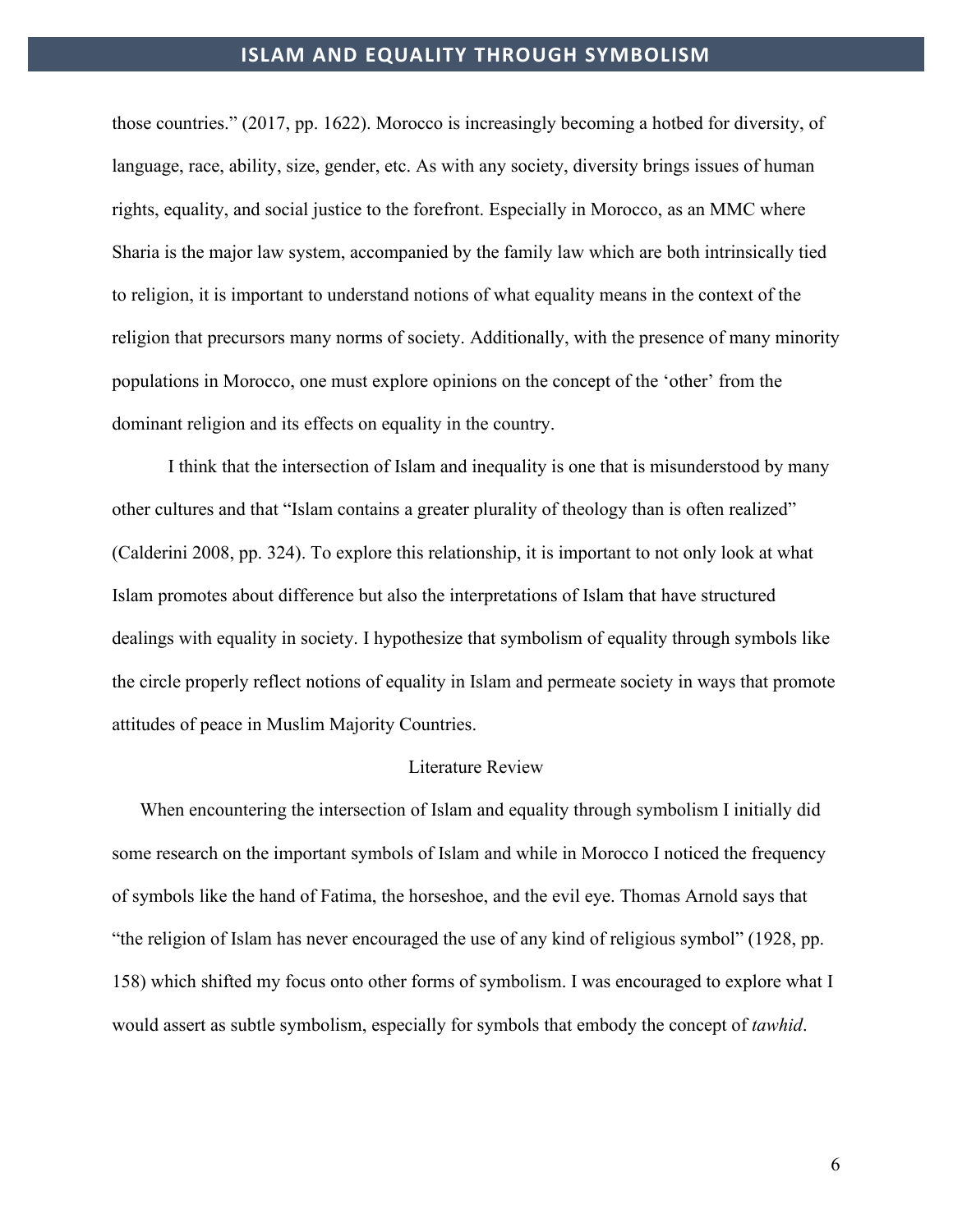those countries." (2017, pp. 1622). Morocco is increasingly becoming a hotbed for diversity, of language, race, ability, size, gender, etc. As with any society, diversity brings issues of human rights, equality, and social justice to the forefront. Especially in Morocco, as an MMC where Sharia is the major law system, accompanied by the family law which are both intrinsically tied to religion, it is important to understand notions of what equality means in the context of the religion that precursors many norms of society. Additionally, with the presence of many minority populations in Morocco, one must explore opinions on the concept of the 'other' from the dominant religion and its effects on equality in the country.

I think that the intersection of Islam and inequality is one that is misunderstood by many other cultures and that "Islam contains a greater plurality of theology than is often realized" (Calderini 2008, pp. 324). To explore this relationship, it is important to not only look at what Islam promotes about difference but also the interpretations of Islam that have structured dealings with equality in society. I hypothesize that symbolism of equality through symbols like the circle properly reflect notions of equality in Islam and permeate society in ways that promote attitudes of peace in Muslim Majority Countries.

## Literature Review

When encountering the intersection of Islam and equality through symbolism I initially did some research on the important symbols of Islam and while in Morocco I noticed the frequency of symbols like the hand of Fatima, the horseshoe, and the evil eye. Thomas Arnold says that "the religion of Islam has never encouraged the use of any kind of religious symbol" (1928, pp. 158) which shifted my focus onto other forms of symbolism. I was encouraged to explore what I would assert as subtle symbolism, especially for symbols that embody the concept of *tawhid*.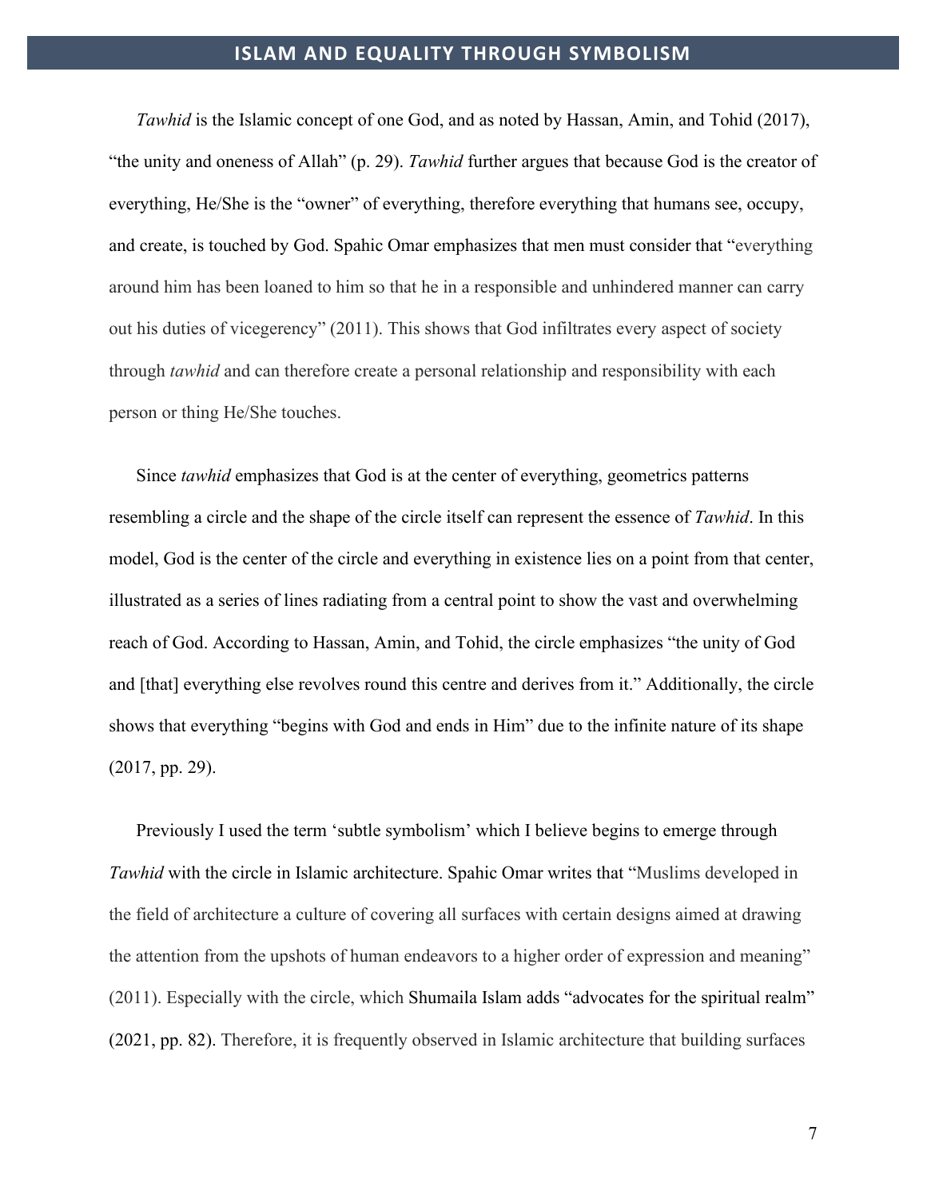*Tawhid* is the Islamic concept of one God, and as noted by Hassan, Amin, and Tohid (2017), "the unity and oneness of Allah" (p. 29). *Tawhid* further argues that because God is the creator of everything, He/She is the "owner" of everything, therefore everything that humans see, occupy, and create, is touched by God. Spahic Omar emphasizes that men must consider that "everything around him has been loaned to him so that he in a responsible and unhindered manner can carry out his duties of vicegerency" (2011). This shows that God infiltrates every aspect of society through *tawhid* and can therefore create a personal relationship and responsibility with each person or thing He/She touches.

Since *tawhid* emphasizes that God is at the center of everything, geometrics patterns resembling a circle and the shape of the circle itself can represent the essence of *Tawhid*. In this model, God is the center of the circle and everything in existence lies on a point from that center, illustrated as a series of lines radiating from a central point to show the vast and overwhelming reach of God. According to Hassan, Amin, and Tohid, the circle emphasizes "the unity of God and [that] everything else revolves round this centre and derives from it." Additionally, the circle shows that everything "begins with God and ends in Him" due to the infinite nature of its shape (2017, pp. 29).

Previously I used the term 'subtle symbolism' which I believe begins to emerge through *Tawhid* with the circle in Islamic architecture. Spahic Omar writes that "Muslims developed in the field of architecture a culture of covering all surfaces with certain designs aimed at drawing the attention from the upshots of human endeavors to a higher order of expression and meaning" (2011). Especially with the circle, which Shumaila Islam adds "advocates for the spiritual realm" (2021, pp. 82). Therefore, it is frequently observed in Islamic architecture that building surfaces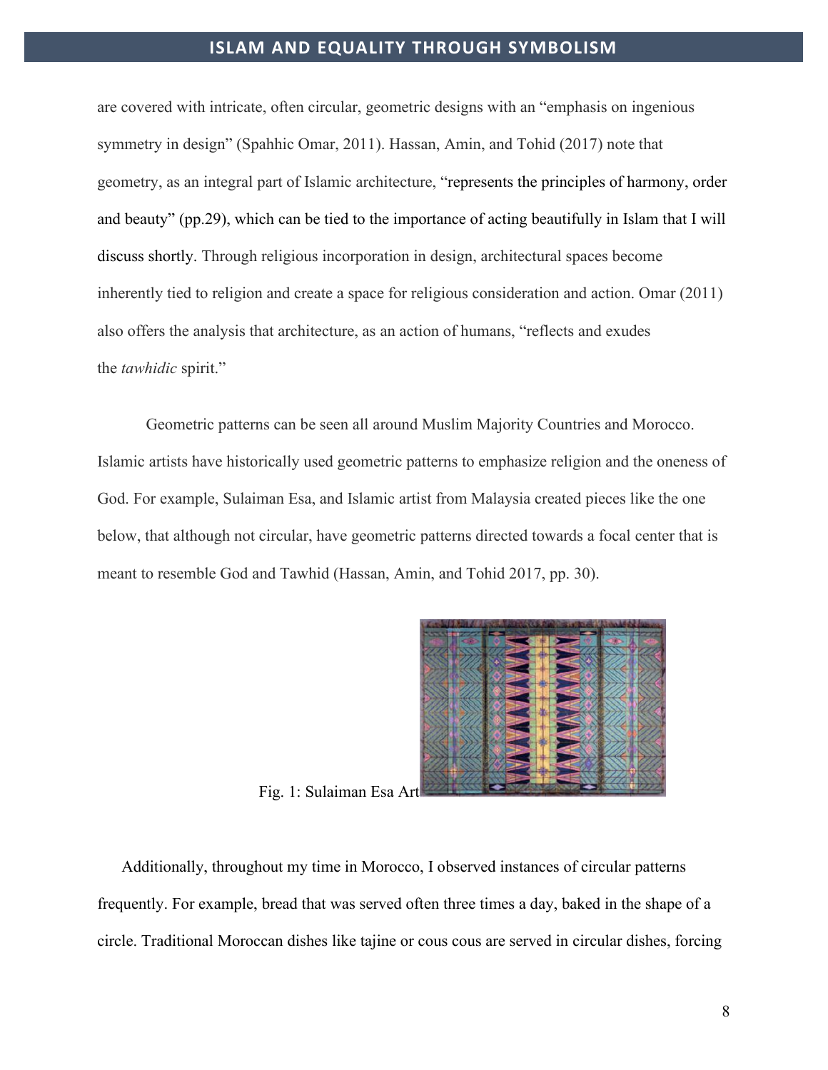are covered with intricate, often circular, geometric designs with an "emphasis on ingenious symmetry in design" (Spahhic Omar, 2011). Hassan, Amin, and Tohid (2017) note that geometry, as an integral part of Islamic architecture, "represents the principles of harmony, order and beauty" (pp.29), which can be tied to the importance of acting beautifully in Islam that I will discuss shortly. Through religious incorporation in design, architectural spaces become inherently tied to religion and create a space for religious consideration and action. Omar (2011) also offers the analysis that architecture, as an action of humans, "reflects and exudes the *tawhidic* spirit."

Geometric patterns can be seen all around Muslim Majority Countries and Morocco. Islamic artists have historically used geometric patterns to emphasize religion and the oneness of God. For example, Sulaiman Esa, and Islamic artist from Malaysia created pieces like the one below, that although not circular, have geometric patterns directed towards a focal center that is meant to resemble God and Tawhid (Hassan, Amin, and Tohid 2017, pp. 30).

Fig. 1: Sulaiman Esa Art

Additionally, throughout my time in Morocco, I observed instances of circular patterns frequently. For example, bread that was served often three times a day, baked in the shape of a circle. Traditional Moroccan dishes like tajine or cous cous are served in circular dishes, forcing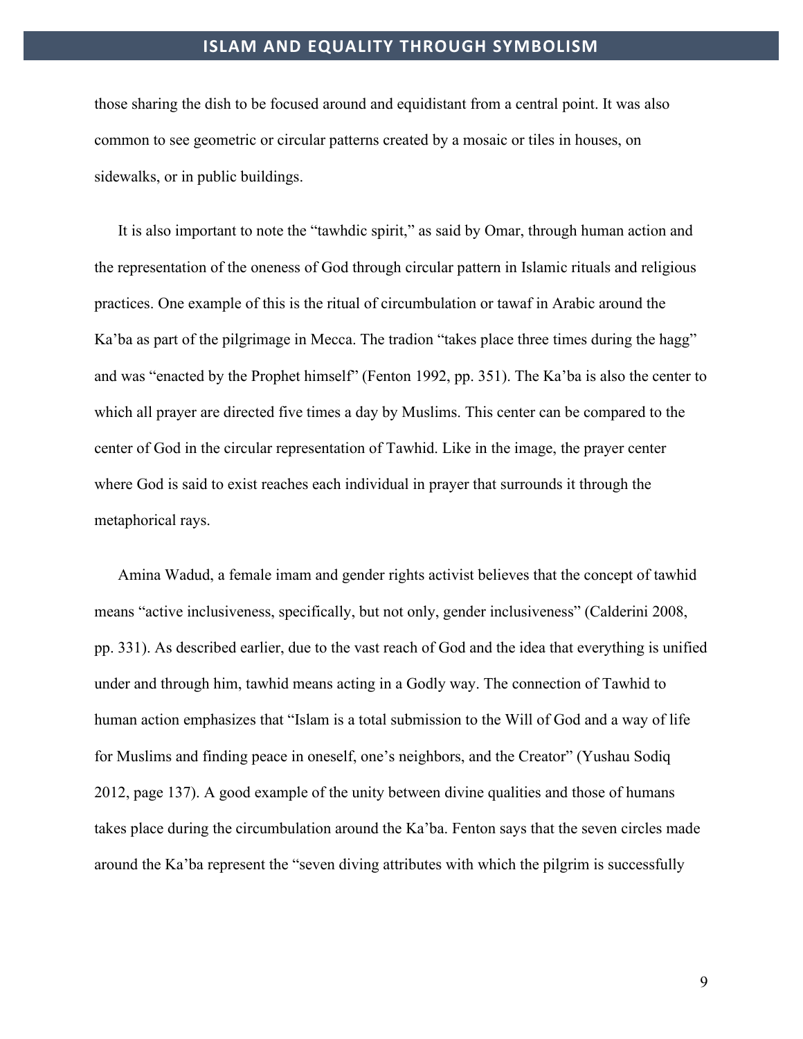those sharing the dish to be focused around and equidistant from a central point. It was also common to see geometric or circular patterns created by a mosaic or tiles in houses, on sidewalks, or in public buildings.

It is also important to note the "tawhdic spirit," as said by Omar, through human action and the representation of the oneness of God through circular pattern in Islamic rituals and religious practices. One example of this is the ritual of circumbulation or tawaf in Arabic around the Ka'ba as part of the pilgrimage in Mecca. The tradion "takes place three times during the hagg" and was "enacted by the Prophet himself" (Fenton 1992, pp. 351). The Ka'ba is also the center to which all prayer are directed five times a day by Muslims. This center can be compared to the center of God in the circular representation of Tawhid. Like in the image, the prayer center where God is said to exist reaches each individual in prayer that surrounds it through the metaphorical rays.

Amina Wadud, a female imam and gender rights activist believes that the concept of tawhid means "active inclusiveness, specifically, but not only, gender inclusiveness" (Calderini 2008, pp. 331). As described earlier, due to the vast reach of God and the idea that everything is unified under and through him, tawhid means acting in a Godly way. The connection of Tawhid to human action emphasizes that "Islam is a total submission to the Will of God and a way of life for Muslims and finding peace in oneself, one's neighbors, and the Creator" (Yushau Sodiq 2012, page 137). A good example of the unity between divine qualities and those of humans takes place during the circumbulation around the Ka'ba. Fenton says that the seven circles made around the Ka'ba represent the "seven diving attributes with which the pilgrim is successfully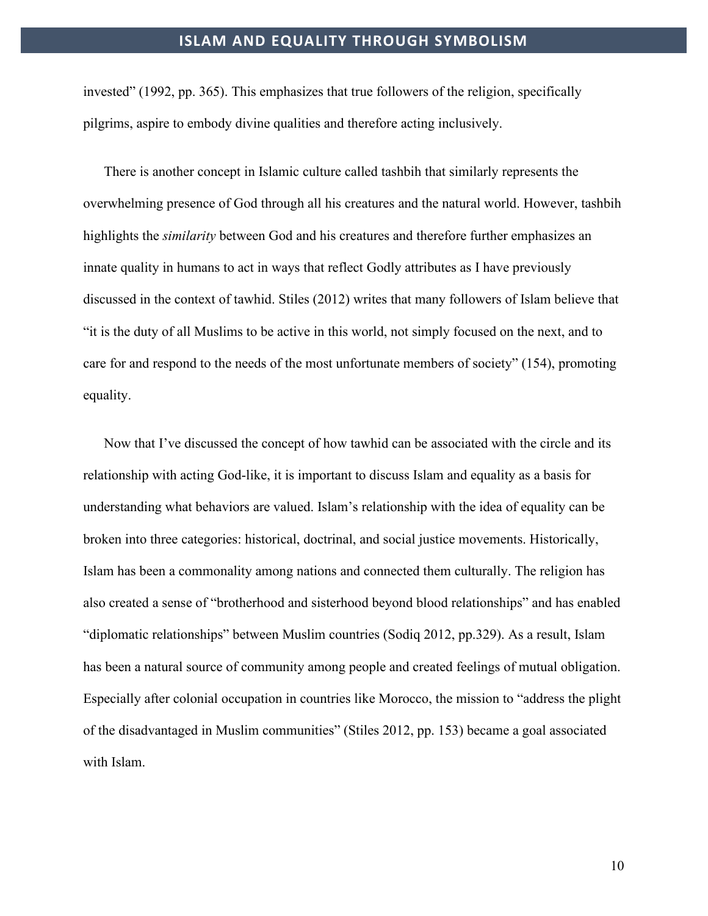invested" (1992, pp. 365). This emphasizes that true followers of the religion, specifically pilgrims, aspire to embody divine qualities and therefore acting inclusively.

There is another concept in Islamic culture called tashbih that similarly represents the overwhelming presence of God through all his creatures and the natural world. However, tashbih highlights the *similarity* between God and his creatures and therefore further emphasizes an innate quality in humans to act in ways that reflect Godly attributes as I have previously discussed in the context of tawhid. Stiles (2012) writes that many followers of Islam believe that "it is the duty of all Muslims to be active in this world, not simply focused on the next, and to care for and respond to the needs of the most unfortunate members of society" (154), promoting equality.

Now that I've discussed the concept of how tawhid can be associated with the circle and its relationship with acting God-like, it is important to discuss Islam and equality as a basis for understanding what behaviors are valued. Islam's relationship with the idea of equality can be broken into three categories: historical, doctrinal, and social justice movements. Historically, Islam has been a commonality among nations and connected them culturally. The religion has also created a sense of "brotherhood and sisterhood beyond blood relationships" and has enabled "diplomatic relationships" between Muslim countries (Sodiq 2012, pp.329). As a result, Islam has been a natural source of community among people and created feelings of mutual obligation. Especially after colonial occupation in countries like Morocco, the mission to "address the plight of the disadvantaged in Muslim communities" (Stiles 2012, pp. 153) became a goal associated with Islam.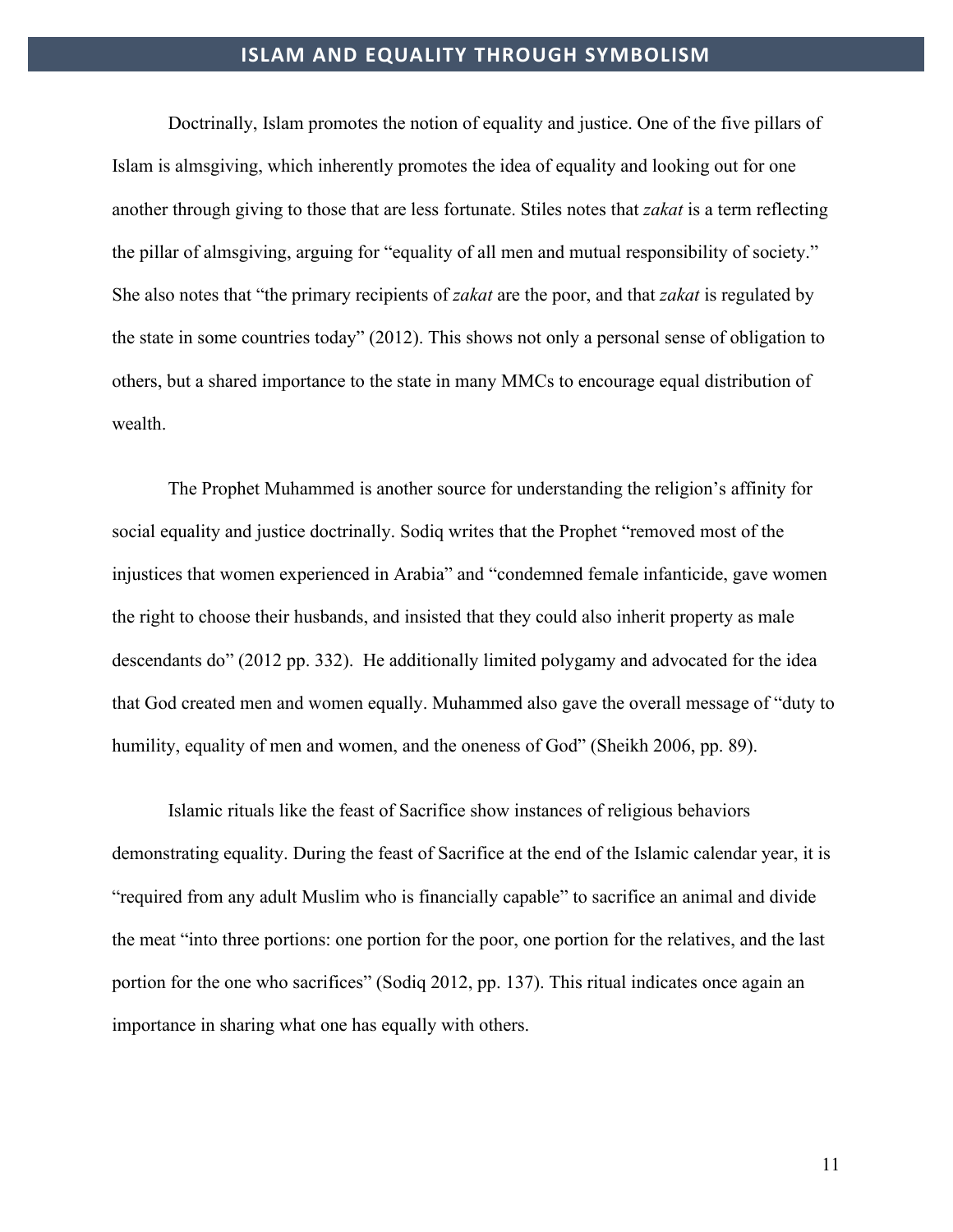## ISLAM AND EQUALITY THROUGH SYMBOLISM

Doctrinally, Islam promotes the notion of equality and justice. One of the five pillars of Islam is almsgiving, which inherently promotes the idea of equality and looking out for one another through giving to those that are less fortunate. Stiles notes that *zakat* is a term reflecting the pillar of almsgiving, arguing for "equality of all men and mutual responsibility of society." She also notes that "the primary recipients of *zakat* are the poor, and that *zakat* is regulated by the state in some countries today" (2012). This shows not only a personal sense of obligation to others, but a shared importance to the state in many MMCs to encourage equal distribution of wealth.

The Prophet Muhammed is another source for understanding the religion's affinity for social equality and justice doctrinally. Sodiq writes that the Prophet "removed most of the injustices that women experienced in Arabia" and "condemned female infanticide, gave women the right to choose their husbands, and insisted that they could also inherit property as male descendants do" (2012 pp. 332). He additionally limited polygamy and advocated for the idea that God created men and women equally. Muhammed also gave the overall message of "duty to humility, equality of men and women, and the oneness of God" (Sheikh 2006, pp. 89).

Islamic rituals like the feast of Sacrifice show instances of religious behaviors demonstrating equality. During the feast of Sacrifice at the end of the Islamic calendar year, it is "required from any adult Muslim who is financially capable" to sacrifice an animal and divide the meat "into three portions: one portion for the poor, one portion for the relatives, and the last portion for the one who sacrifices" (Sodiq 2012, pp. 137). This ritual indicates once again an importance in sharing what one has equally with others.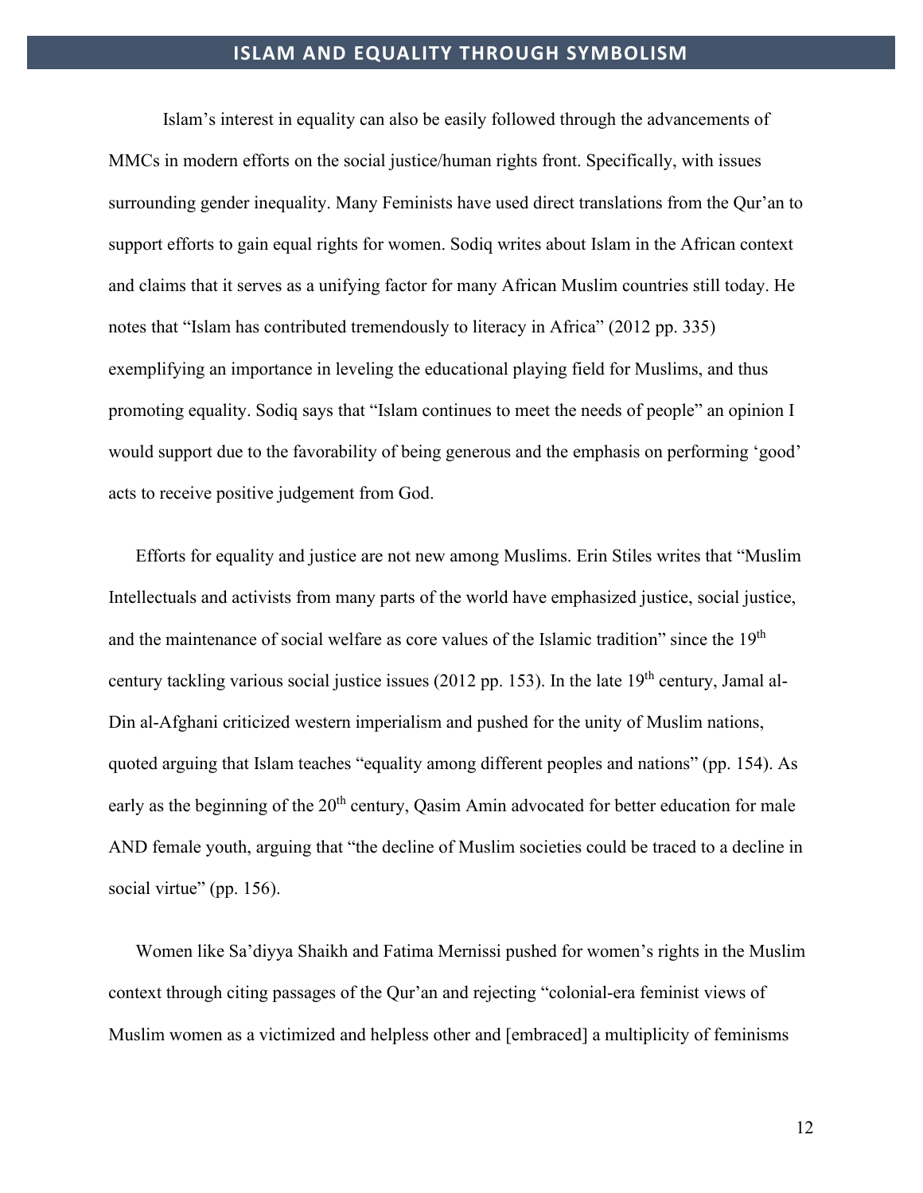## ISLAM AND EQUALITY THROUGH SYMBOLISM

Islam's interest in equality can also be easily followed through the advancements of MMCs in modern efforts on the social justice/human rights front. Specifically, with issues surrounding gender inequality. Many Feminists have used direct translations from the Qur'an to support efforts to gain equal rights for women. Sodiq writes about Islam in the African context and claims that it serves as a unifying factor for many African Muslim countries still today. He notes that "Islam has contributed tremendously to literacy in Africa" (2012 pp. 335) exemplifying an importance in leveling the educational playing field for Muslims, and thus promoting equality. Sodiq says that "Islam continues to meet the needs of people" an opinion I would support due to the favorability of being generous and the emphasis on performing 'good' acts to receive positive judgement from God.

Efforts for equality and justice are not new among Muslims. Erin Stiles writes that "Muslim Intellectuals and activists from many parts of the world have emphasized justice, social justice, and the maintenance of social welfare as core values of the Islamic tradition" since the 19th century tackling various social justice issues (2012 pp. 153). In the late 19th century, Jamal al-Din al-Afghani criticized western imperialism and pushed for the unity of Muslim nations, quoted arguing that Islam teaches "equality among different peoples and nations" (pp. 154). As early as the beginning of the 20th century, Qasim Amin advocated for better education for male AND female youth, arguing that "the decline of Muslim societies could be traced to a decline in social virtue" (pp. 156).

Women like Sa'diyya Shaikh and Fatima Mernissi pushed for women's rights in the Muslim context through citing passages of the Qur'an and rejecting "colonial-era feminist views of Muslim women as a victimized and helpless other and [embraced] a multiplicity of feminisms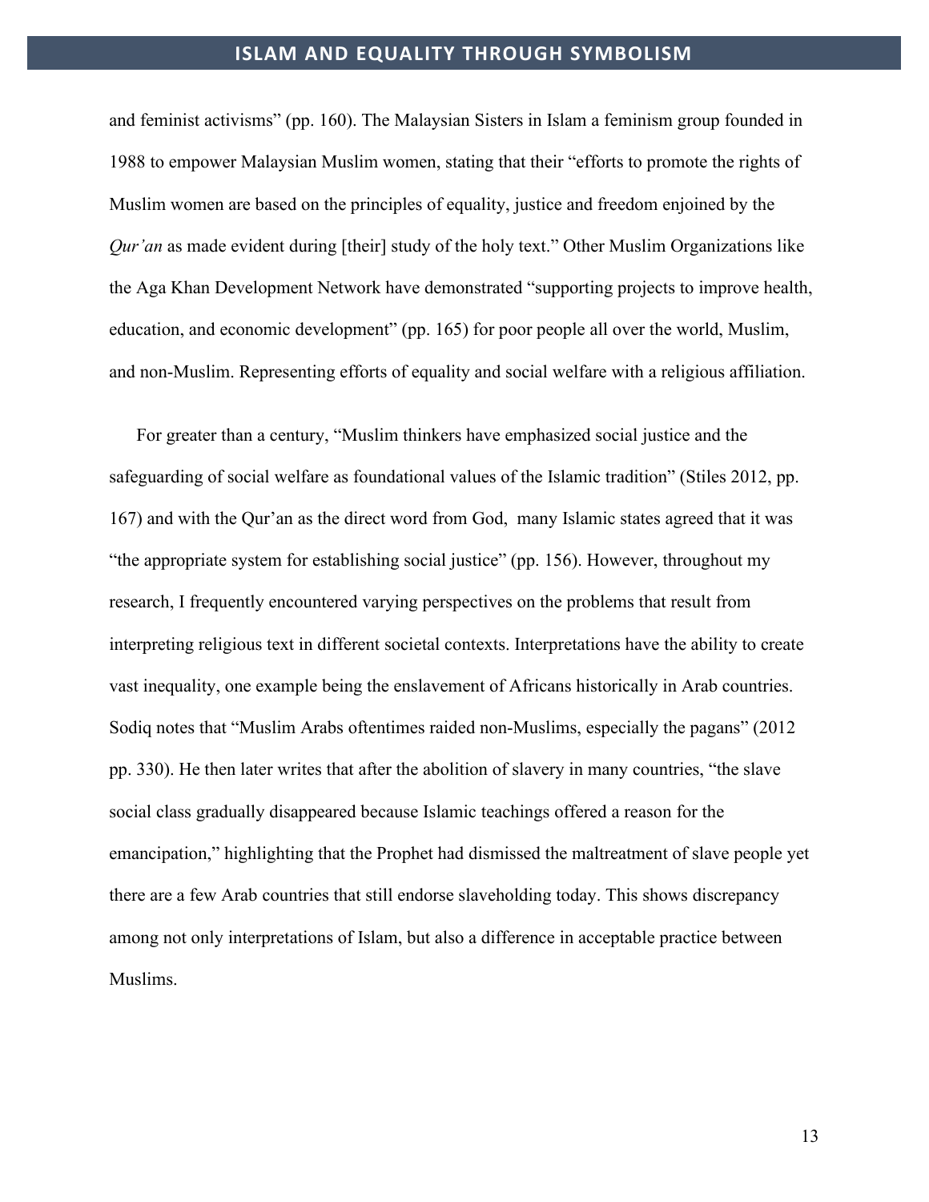and feminist activisms" (pp. 160). The Malaysian Sisters in Islam a feminism group founded in 1988 to empower Malaysian Muslim women, stating that their "efforts to promote the rights of Muslim women are based on the principles of equality, justice and freedom enjoined by the *Qur'an* as made evident during [their] study of the holy text." Other Muslim Organizations like the Aga Khan Development Network have demonstrated "supporting projects to improve health, education, and economic development" (pp. 165) for poor people all over the world, Muslim, and non-Muslim. Representing efforts of equality and social welfare with a religious affiliation.

For greater than a century, "Muslim thinkers have emphasized social justice and the safeguarding of social welfare as foundational values of the Islamic tradition" (Stiles 2012, pp. 167) and with the Qur'an as the direct word from God, many Islamic states agreed that it was "the appropriate system for establishing social justice" (pp. 156). However, throughout my research, I frequently encountered varying perspectives on the problems that result from interpreting religious text in different societal contexts. Interpretations have the ability to create vast inequality, one example being the enslavement of Africans historically in Arab countries. Sodiq notes that "Muslim Arabs oftentimes raided non-Muslims, especially the pagans" (2012 pp. 330). He then later writes that after the abolition of slavery in many countries, "the slave social class gradually disappeared because Islamic teachings offered a reason for the emancipation," highlighting that the Prophet had dismissed the maltreatment of slave people yet there are a few Arab countries that still endorse slaveholding today. This shows discrepancy among not only interpretations of Islam, but also a difference in acceptable practice between Muslims.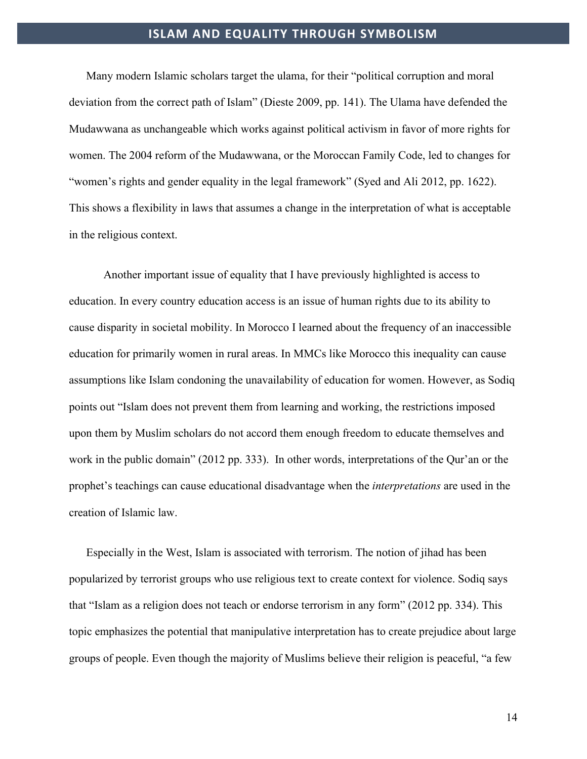Many modern Islamic scholars target the ulama, for their "political corruption and moral deviation from the correct path of Islam" (Dieste 2009, pp. 141). The Ulama have defended the Mudawwana as unchangeable which works against political activism in favor of more rights for women. The 2004 reform of the Mudawwana, or the Moroccan Family Code, led to changes for "women's rights and gender equality in the legal framework" (Syed and Ali 2012, pp. 1622). This shows a flexibility in laws that assumes a change in the interpretation of what is acceptable in the religious context.

Another important issue of equality that I have previously highlighted is access to education. In every country education access is an issue of human rights due to its ability to cause disparity in societal mobility. In Morocco I learned about the frequency of an inaccessible education for primarily women in rural areas. In MMCs like Morocco this inequality can cause assumptions like Islam condoning the unavailability of education for women. However, as Sodiq points out "Islam does not prevent them from learning and working, the restrictions imposed upon them by Muslim scholars do not accord them enough freedom to educate themselves and work in the public domain" (2012 pp. 333). In other words, interpretations of the Qur'an or the prophet's teachings can cause educational disadvantage when the *interpretations* are used in the creation of Islamic law.

Especially in the West, Islam is associated with terrorism. The notion of jihad has been popularized by terrorist groups who use religious text to create context for violence. Sodiq says that "Islam as a religion does not teach or endorse terrorism in any form" (2012 pp. 334). This topic emphasizes the potential that manipulative interpretation has to create prejudice about large groups of people. Even though the majority of Muslims believe their religion is peaceful, "a few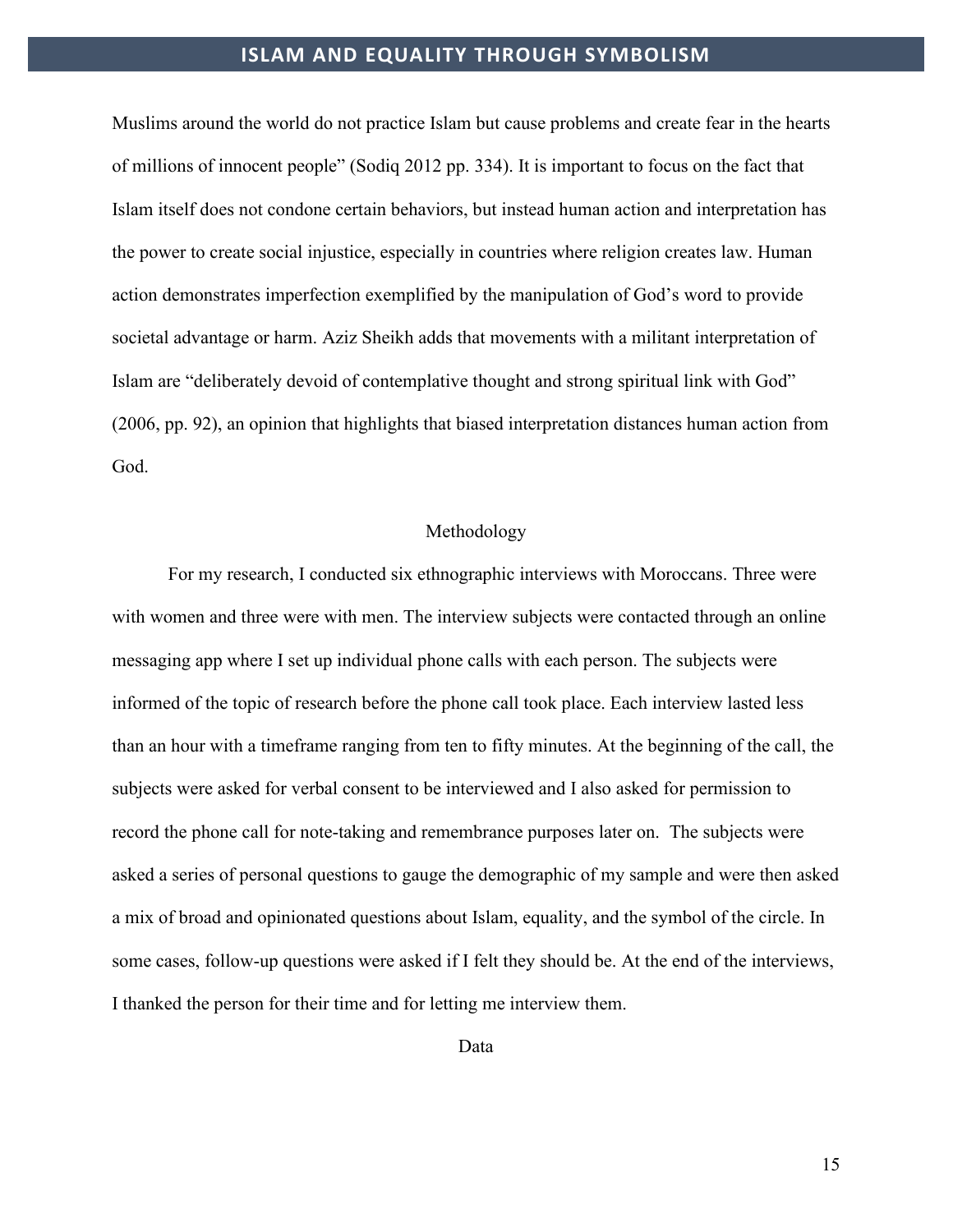Muslims around the world do not practice Islam but cause problems and create fear in the hearts of millions of innocent people" (Sodiq 2012 pp. 334). It is important to focus on the fact that Islam itself does not condone certain behaviors, but instead human action and interpretation has the power to create social injustice, especially in countries where religion creates law. Human action demonstrates imperfection exemplified by the manipulation of God's word to provide societal advantage or harm. Aziz Sheikh adds that movements with a militant interpretation of Islam are "deliberately devoid of contemplative thought and strong spiritual link with God" (2006, pp. 92), an opinion that highlights that biased interpretation distances human action from God.

## Methodology

For my research, I conducted six ethnographic interviews with Moroccans. Three were with women and three were with men. The interview subjects were contacted through an online messaging app where I set up individual phone calls with each person. The subjects were informed of the topic of research before the phone call took place. Each interview lasted less than an hour with a timeframe ranging from ten to fifty minutes. At the beginning of the call, the subjects were asked for verbal consent to be interviewed and I also asked for permission to record the phone call for note-taking and remembrance purposes later on. The subjects were asked a series of personal questions to gauge the demographic of my sample and were then asked a mix of broad and opinionated questions about Islam, equality, and the symbol of the circle. In some cases, follow-up questions were asked if I felt they should be. At the end of the interviews, I thanked the person for their time and for letting me interview them.

## Data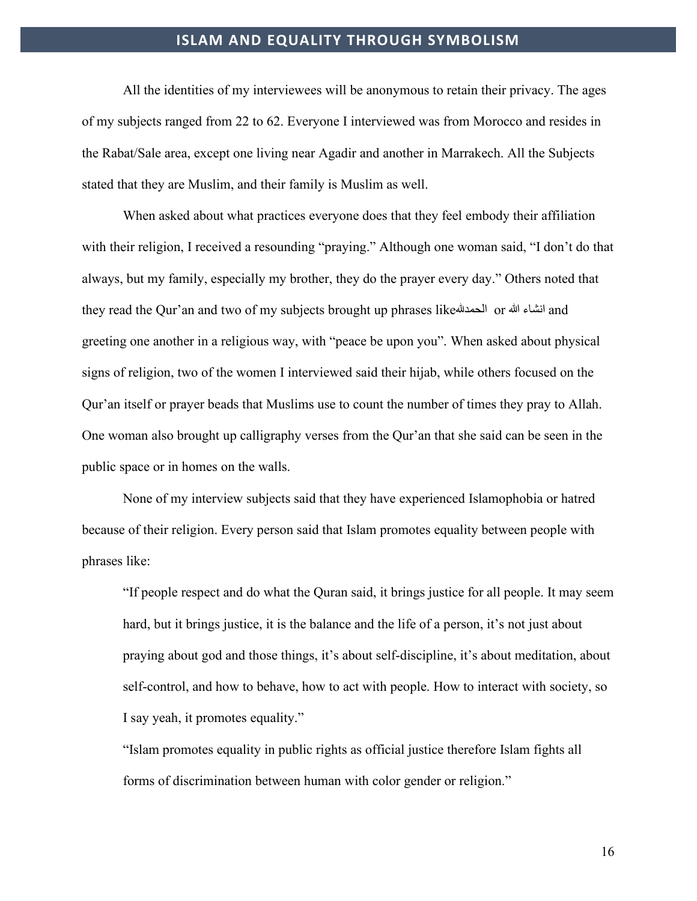All the identities of my interviewees will be anonymous to retain their privacy. The ages of my subjects ranged from 22 to 62. Everyone I interviewed was from Morocco and resides in the Rabat/Sale area, except one living near Agadir and another in Marrakech. All the Subjects stated that they are Muslim, and their family is Muslim as well.

When asked about what practices everyone does that they feel embody their affiliation with their religion, I received a resounding “praying.” Although one woman said, “I don’t do that always, but my family, especially my brother, they do the prayer every day.” Others noted that they read the Qur’an and two of my subjects brought up phrases likeالحمدلله or انشاء الله and greeting one another in a religious way, with “peace be upon you”. When asked about physical signs of religion, two of the women I interviewed said their hijab, while others focused on the Qur’an itself or prayer beads that Muslims use to count the number of times they pray to Allah. One woman also brought up calligraphy verses from the Qur’an that she said can be seen in the public space or in homes on the walls.

None of my interview subjects said that they have experienced Islamophobia or hatred because of their religion. Every person said that Islam promotes equality between people with phrases like:

> “If people respect and do what the Quran said, it brings justice for all people. It may seem hard, but it brings justice, it is the balance and the life of a person, it’s not just about praying about god and those things, it’s about self-discipline, it’s about meditation, about self-control, and how to behave, how to act with people. How to interact with society, so I say yeah, it promotes equality.”
>
> “Islam promotes equality in public rights as official justice therefore Islam fights all forms of discrimination between human with color gender or religion.”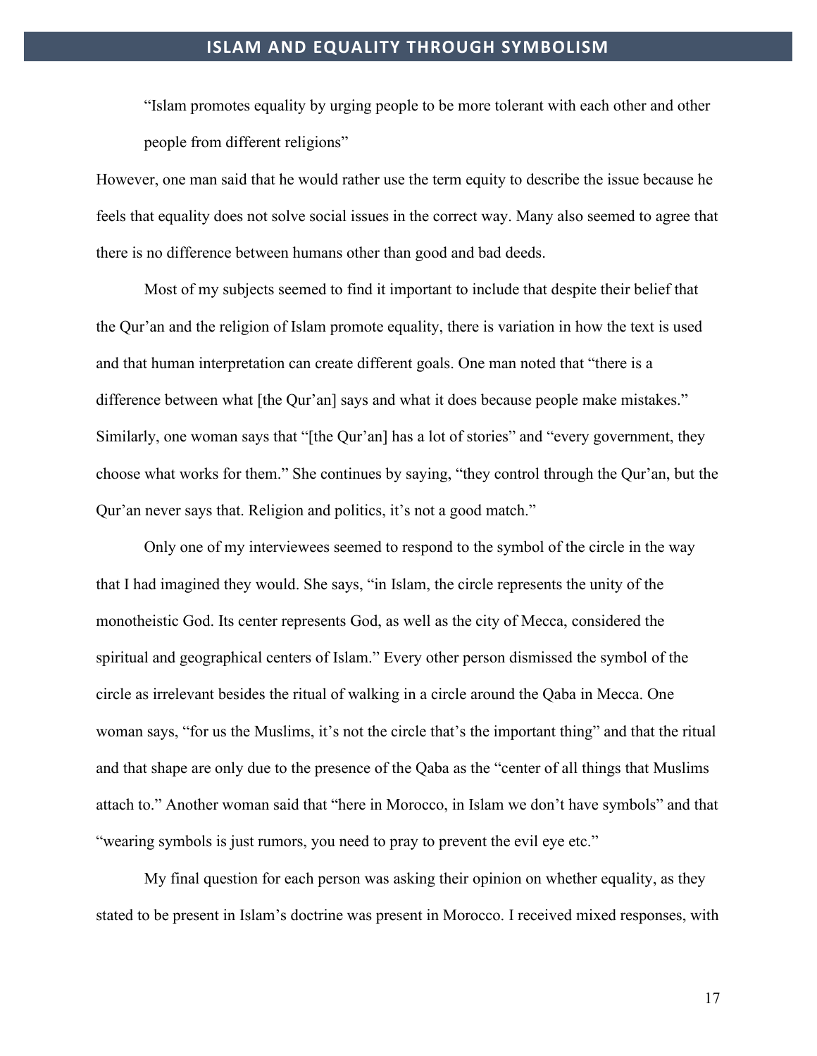> "Islam promotes equality by urging people to be more tolerant with each other and other people from different religions"

However, one man said that he would rather use the term equity to describe the issue because he feels that equality does not solve social issues in the correct way. Many also seemed to agree that there is no difference between humans other than good and bad deeds.

Most of my subjects seemed to find it important to include that despite their belief that the Qur'an and the religion of Islam promote equality, there is variation in how the text is used and that human interpretation can create different goals. One man noted that "there is a difference between what [the Qur'an] says and what it does because people make mistakes." Similarly, one woman says that "[the Qur'an] has a lot of stories" and "every government, they choose what works for them." She continues by saying, "they control through the Qur'an, but the Qur'an never says that. Religion and politics, it's not a good match."

Only one of my interviewees seemed to respond to the symbol of the circle in the way that I had imagined they would. She says, "in Islam, the circle represents the unity of the monotheistic God. Its center represents God, as well as the city of Mecca, considered the spiritual and geographical centers of Islam." Every other person dismissed the symbol of the circle as irrelevant besides the ritual of walking in a circle around the Qaba in Mecca. One woman says, "for us the Muslims, it's not the circle that's the important thing" and that the ritual and that shape are only due to the presence of the Qaba as the "center of all things that Muslims attach to." Another woman said that "here in Morocco, in Islam we don't have symbols" and that "wearing symbols is just rumors, you need to pray to prevent the evil eye etc."

My final question for each person was asking their opinion on whether equality, as they stated to be present in Islam's doctrine was present in Morocco. I received mixed responses, with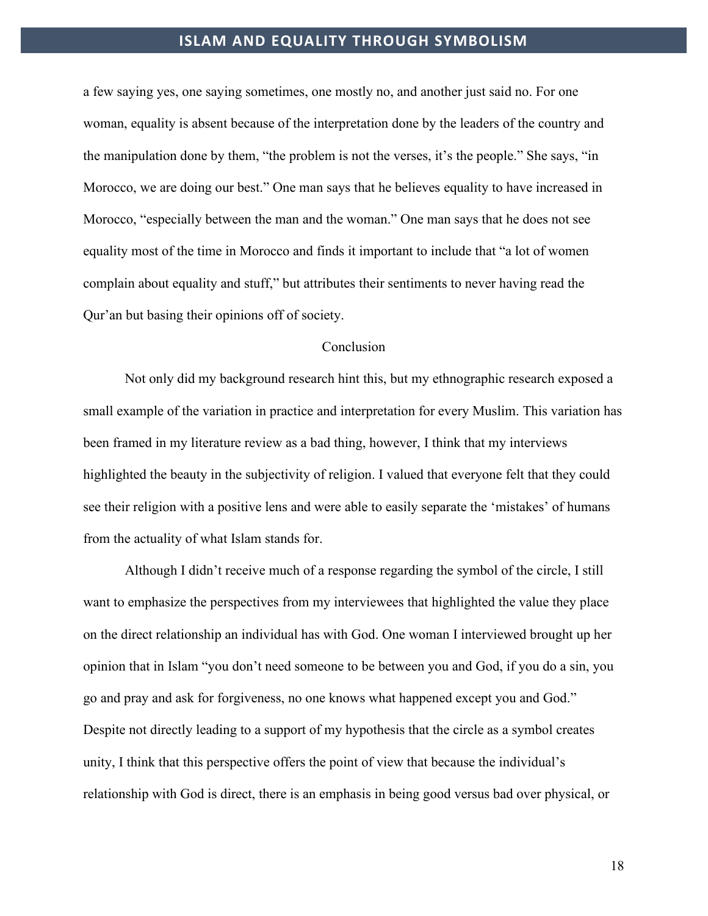a few saying yes, one saying sometimes, one mostly no, and another just said no. For one woman, equality is absent because of the interpretation done by the leaders of the country and the manipulation done by them, "the problem is not the verses, it's the people." She says, "in Morocco, we are doing our best." One man says that he believes equality to have increased in Morocco, "especially between the man and the woman." One man says that he does not see equality most of the time in Morocco and finds it important to include that "a lot of women complain about equality and stuff," but attributes their sentiments to never having read the Qur'an but basing their opinions off of society.

## Conclusion

Not only did my background research hint this, but my ethnographic research exposed a small example of the variation in practice and interpretation for every Muslim. This variation has been framed in my literature review as a bad thing, however, I think that my interviews highlighted the beauty in the subjectivity of religion. I valued that everyone felt that they could see their religion with a positive lens and were able to easily separate the 'mistakes' of humans from the actuality of what Islam stands for.

Although I didn't receive much of a response regarding the symbol of the circle, I still want to emphasize the perspectives from my interviewees that highlighted the value they place on the direct relationship an individual has with God. One woman I interviewed brought up her opinion that in Islam "you don't need someone to be between you and God, if you do a sin, you go and pray and ask for forgiveness, no one knows what happened except you and God." Despite not directly leading to a support of my hypothesis that the circle as a symbol creates unity, I think that this perspective offers the point of view that because the individual's relationship with God is direct, there is an emphasis in being good versus bad over physical, or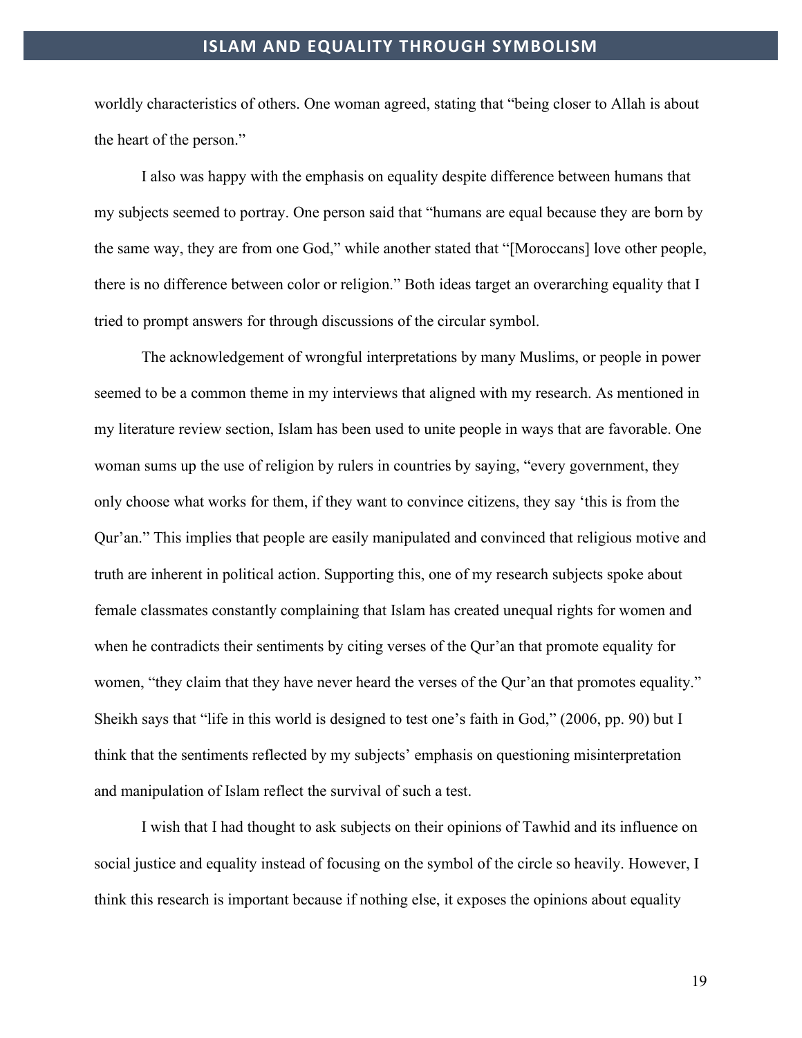worldly characteristics of others. One woman agreed, stating that "being closer to Allah is about the heart of the person."

I also was happy with the emphasis on equality despite difference between humans that my subjects seemed to portray. One person said that "humans are equal because they are born by the same way, they are from one God," while another stated that "[Moroccans] love other people, there is no difference between color or religion." Both ideas target an overarching equality that I tried to prompt answers for through discussions of the circular symbol.

The acknowledgement of wrongful interpretations by many Muslims, or people in power seemed to be a common theme in my interviews that aligned with my research. As mentioned in my literature review section, Islam has been used to unite people in ways that are favorable. One woman sums up the use of religion by rulers in countries by saying, "every government, they only choose what works for them, if they want to convince citizens, they say 'this is from the Qur'an." This implies that people are easily manipulated and convinced that religious motive and truth are inherent in political action. Supporting this, one of my research subjects spoke about female classmates constantly complaining that Islam has created unequal rights for women and when he contradicts their sentiments by citing verses of the Qur'an that promote equality for women, "they claim that they have never heard the verses of the Qur'an that promotes equality." Sheikh says that "life in this world is designed to test one's faith in God," (2006, pp. 90) but I think that the sentiments reflected by my subjects' emphasis on questioning misinterpretation and manipulation of Islam reflect the survival of such a test.

I wish that I had thought to ask subjects on their opinions of Tawhid and its influence on social justice and equality instead of focusing on the symbol of the circle so heavily. However, I think this research is important because if nothing else, it exposes the opinions about equality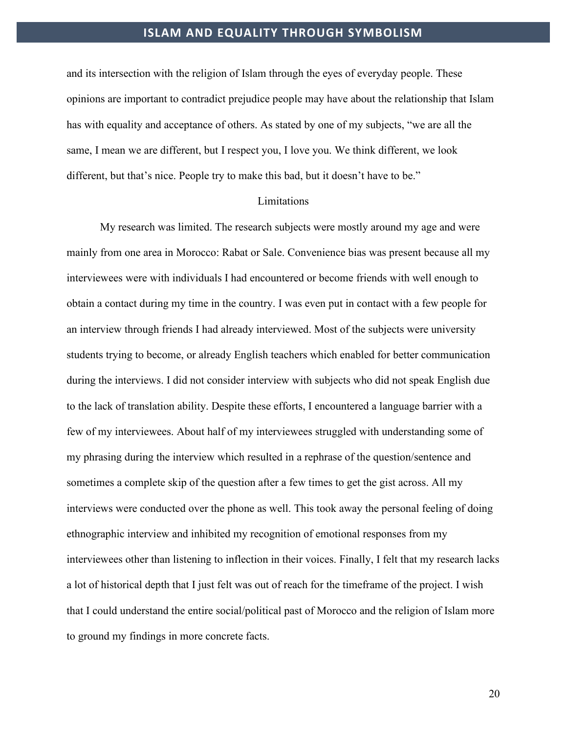and its intersection with the religion of Islam through the eyes of everyday people. These opinions are important to contradict prejudice people may have about the relationship that Islam has with equality and acceptance of others. As stated by one of my subjects, "we are all the same, I mean we are different, but I respect you, I love you. We think different, we look different, but that's nice. People try to make this bad, but it doesn't have to be."

## Limitations

My research was limited. The research subjects were mostly around my age and were mainly from one area in Morocco: Rabat or Sale. Convenience bias was present because all my interviewees were with individuals I had encountered or become friends with well enough to obtain a contact during my time in the country. I was even put in contact with a few people for an interview through friends I had already interviewed. Most of the subjects were university students trying to become, or already English teachers which enabled for better communication during the interviews. I did not consider interview with subjects who did not speak English due to the lack of translation ability. Despite these efforts, I encountered a language barrier with a few of my interviewees. About half of my interviewees struggled with understanding some of my phrasing during the interview which resulted in a rephrase of the question/sentence and sometimes a complete skip of the question after a few times to get the gist across. All my interviews were conducted over the phone as well. This took away the personal feeling of doing ethnographic interview and inhibited my recognition of emotional responses from my interviewees other than listening to inflection in their voices. Finally, I felt that my research lacks a lot of historical depth that I just felt was out of reach for the timeframe of the project. I wish that I could understand the entire social/political past of Morocco and the religion of Islam more to ground my findings in more concrete facts.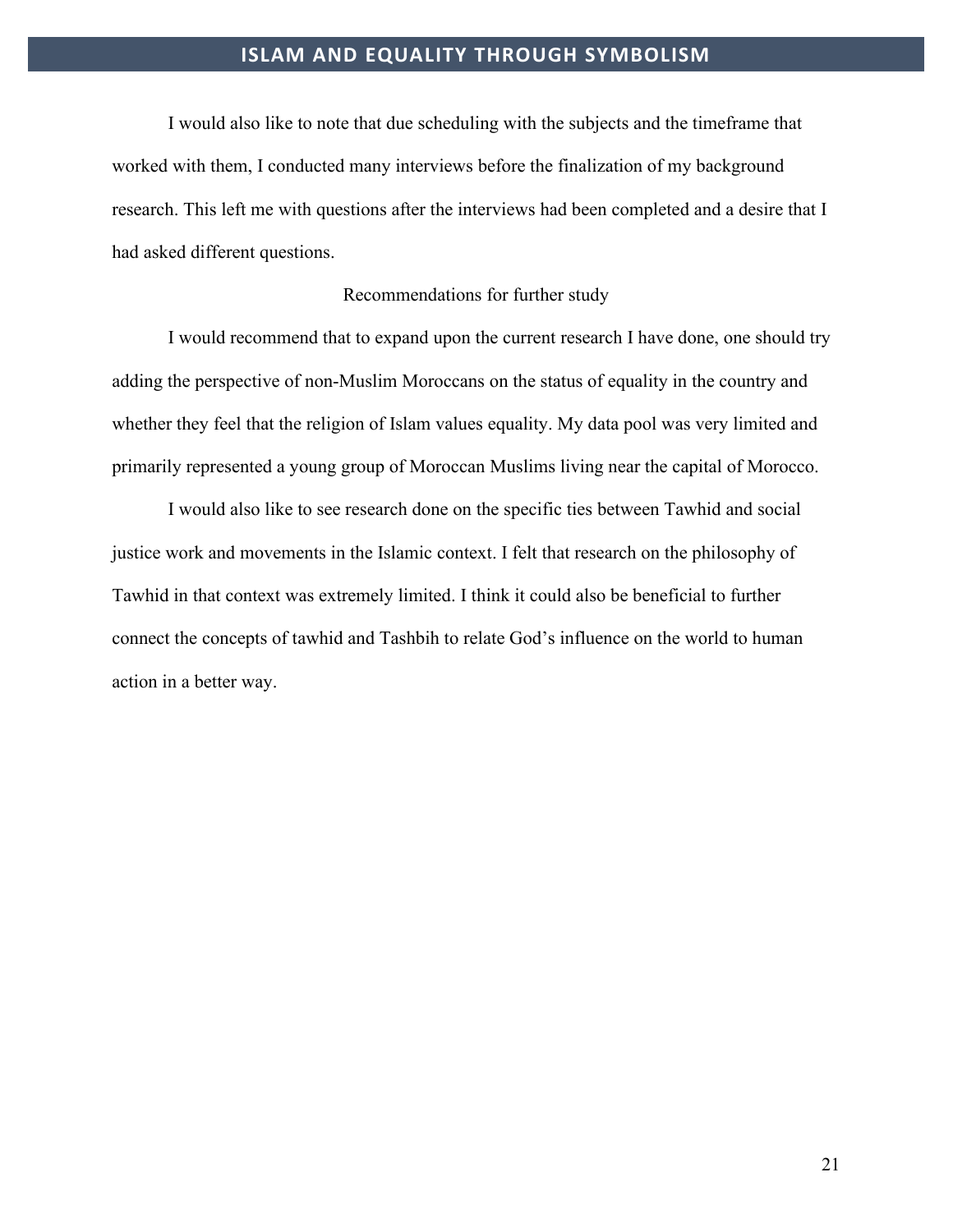I would also like to note that due scheduling with the subjects and the timeframe that worked with them, I conducted many interviews before the finalization of my background research. This left me with questions after the interviews had been completed and a desire that I had asked different questions.

## Recommendations for further study

I would recommend that to expand upon the current research I have done, one should try adding the perspective of non-Muslim Moroccans on the status of equality in the country and whether they feel that the religion of Islam values equality. My data pool was very limited and primarily represented a young group of Moroccan Muslims living near the capital of Morocco.

I would also like to see research done on the specific ties between Tawhid and social justice work and movements in the Islamic context. I felt that research on the philosophy of Tawhid in that context was extremely limited. I think it could also be beneficial to further connect the concepts of tawhid and Tashbih to relate God's influence on the world to human action in a better way.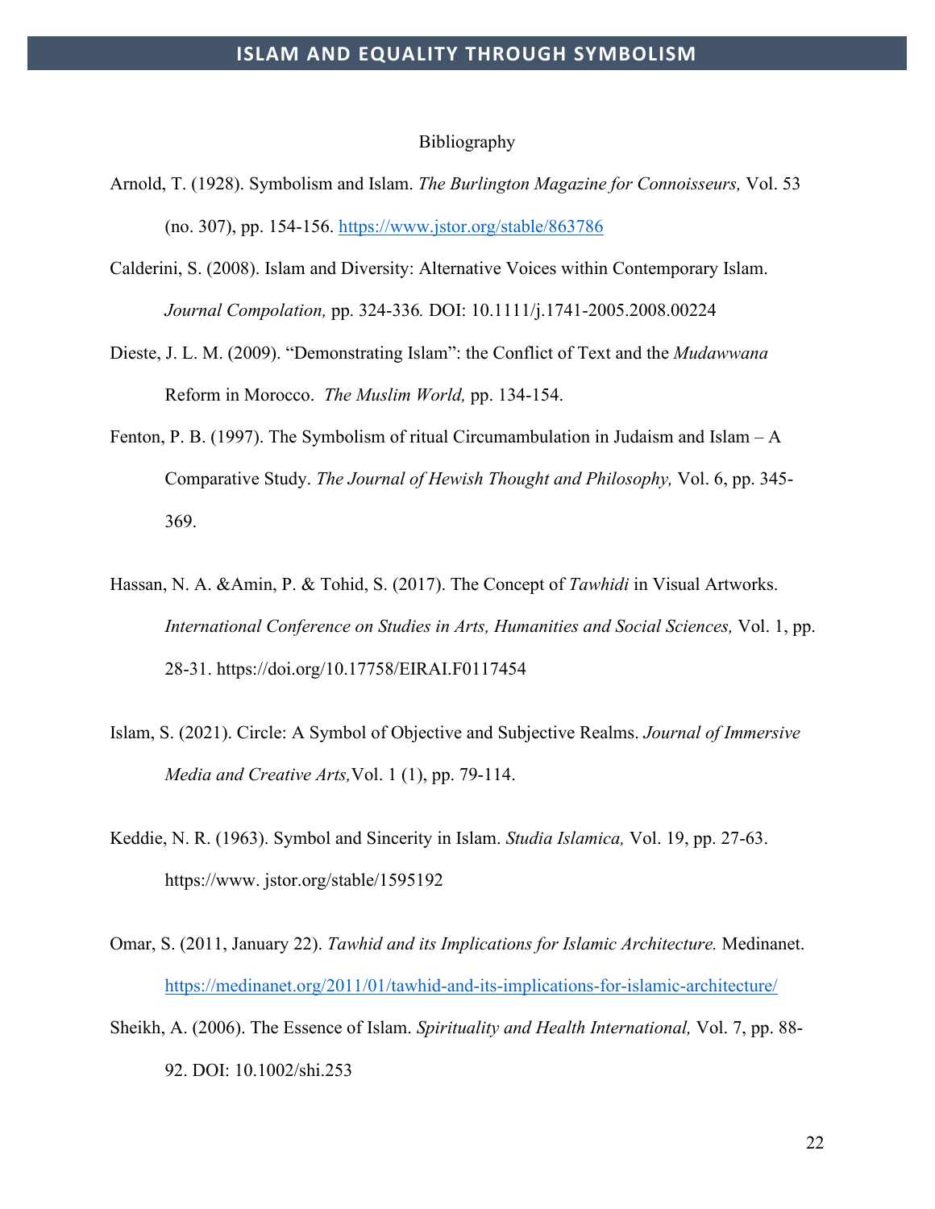# Bibliography

Arnold, T. (1928). Symbolism and Islam. *The Burlington Magazine for Connoisseurs,* Vol. 53 (no. 307), pp. 154-156. https://www.jstor.org/stable/863786

Calderini, S. (2008). Islam and Diversity: Alternative Voices within Contemporary Islam. *Journal Compolation,* pp. 324-336*.* DOI: 10.1111/j.1741-2005.2008.00224

Dieste, J. L. M. (2009). "Demonstrating Islam": the Conflict of Text and the *Mudawwana* Reform in Morocco. *The Muslim World,* pp. 134-154.

Fenton, P. B. (1997). The Symbolism of ritual Circumambulation in Judaism and Islam – A Comparative Study. *The Journal of Hewish Thought and Philosophy,* Vol. 6, pp. 345-369.

Hassan, N. A. &Amin, P. & Tohid, S. (2017). The Concept of *Tawhidi* in Visual Artworks. *International Conference on Studies in Arts, Humanities and Social Sciences,* Vol. 1, pp. 28-31. https://doi.org/10.17758/EIRAI.F0117454

Islam, S. (2021). Circle: A Symbol of Objective and Subjective Realms. *Journal of Immersive Media and Creative Arts,*Vol. 1 (1), pp. 79-114.

Keddie, N. R. (1963). Symbol and Sincerity in Islam. *Studia Islamica,* Vol. 19, pp. 27-63. https://www. jstor.org/stable/1595192

Omar, S. (2011, January 22). *Tawhid and its Implications for Islamic Architecture.* Medinanet. https://medinanet.org/2011/01/tawhid-and-its-implications-for-islamic-architecture/

Sheikh, A. (2006). The Essence of Islam. *Spirituality and Health International,* Vol. 7, pp. 88-92. DOI: 10.1002/shi.253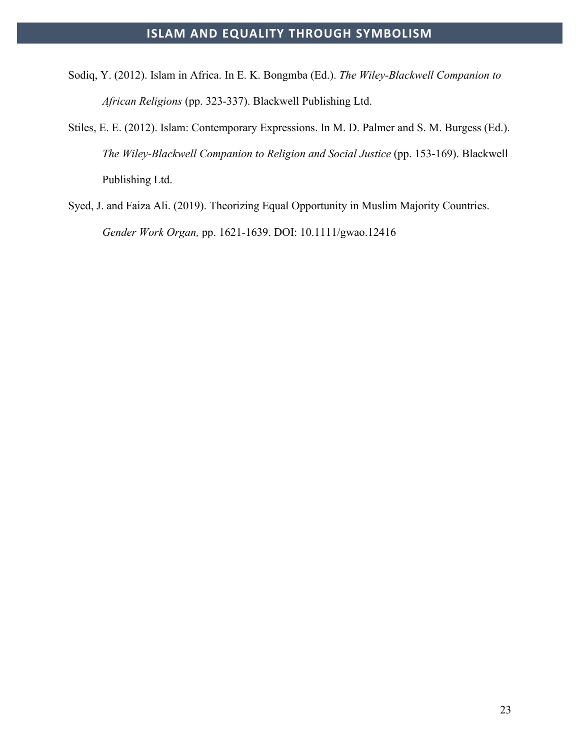Sodiq, Y. (2012). Islam in Africa. In E. K. Bongmba (Ed.). *The Wiley-Blackwell Companion to African Religions* (pp. 323-337). Blackwell Publishing Ltd.

Stiles, E. E. (2012). Islam: Contemporary Expressions. In M. D. Palmer and S. M. Burgess (Ed.). *The Wiley-Blackwell Companion to Religion and Social Justice* (pp. 153-169). Blackwell Publishing Ltd.

Syed, J. and Faiza Ali. (2019). Theorizing Equal Opportunity in Muslim Majority Countries. *Gender Work Organ,* pp. 1621-1639. DOI: 10.1111/gwao.12416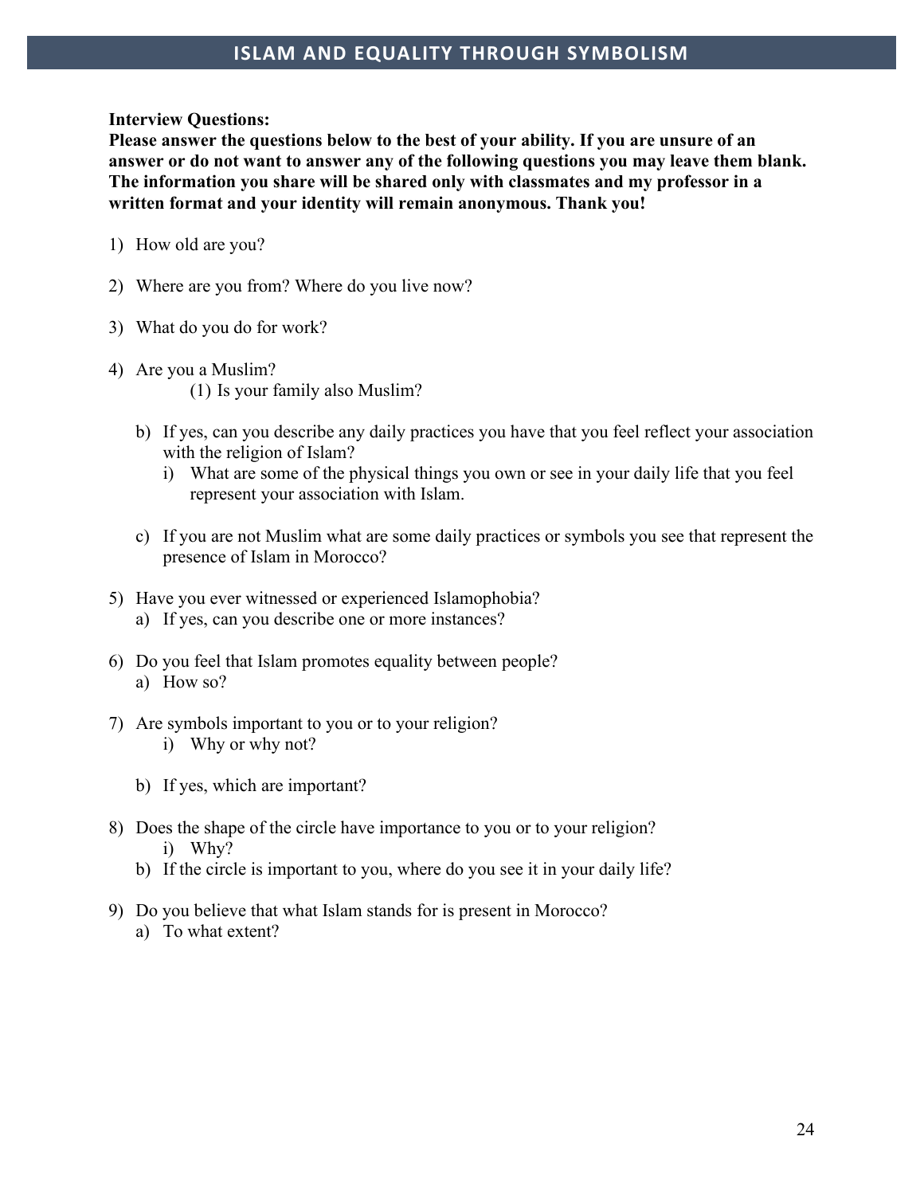**Interview Questions:**
**Please answer the questions below to the best of your ability. If you are unsure of an answer or do not want to answer any of the following questions you may leave them blank. The information you share will be shared only with classmates and my professor in a written format and your identity will remain anonymous. Thank you!**

1) How old are you?

2) Where are you from? Where do you live now?

3) What do you do for work?

4) Are you a Muslim?
   (1) Is your family also Muslim?

   b) If yes, can you describe any daily practices you have that you feel reflect your association with the religion of Islam?
      i) What are some of the physical things you own or see in your daily life that you feel represent your association with Islam.

   c) If you are not Muslim what are some daily practices or symbols you see that represent the presence of Islam in Morocco?

5) Have you ever witnessed or experienced Islamophobia?
   a) If yes, can you describe one or more instances?

6) Do you feel that Islam promotes equality between people?
   a) How so?

7) Are symbols important to you or to your religion?
   i) Why or why not?

   b) If yes, which are important?

8) Does the shape of the circle have importance to you or to your religion?
   i) Why?
   b) If the circle is important to you, where do you see it in your daily life?

9) Do you believe that what Islam stands for is present in Morocco?
   a) To what extent?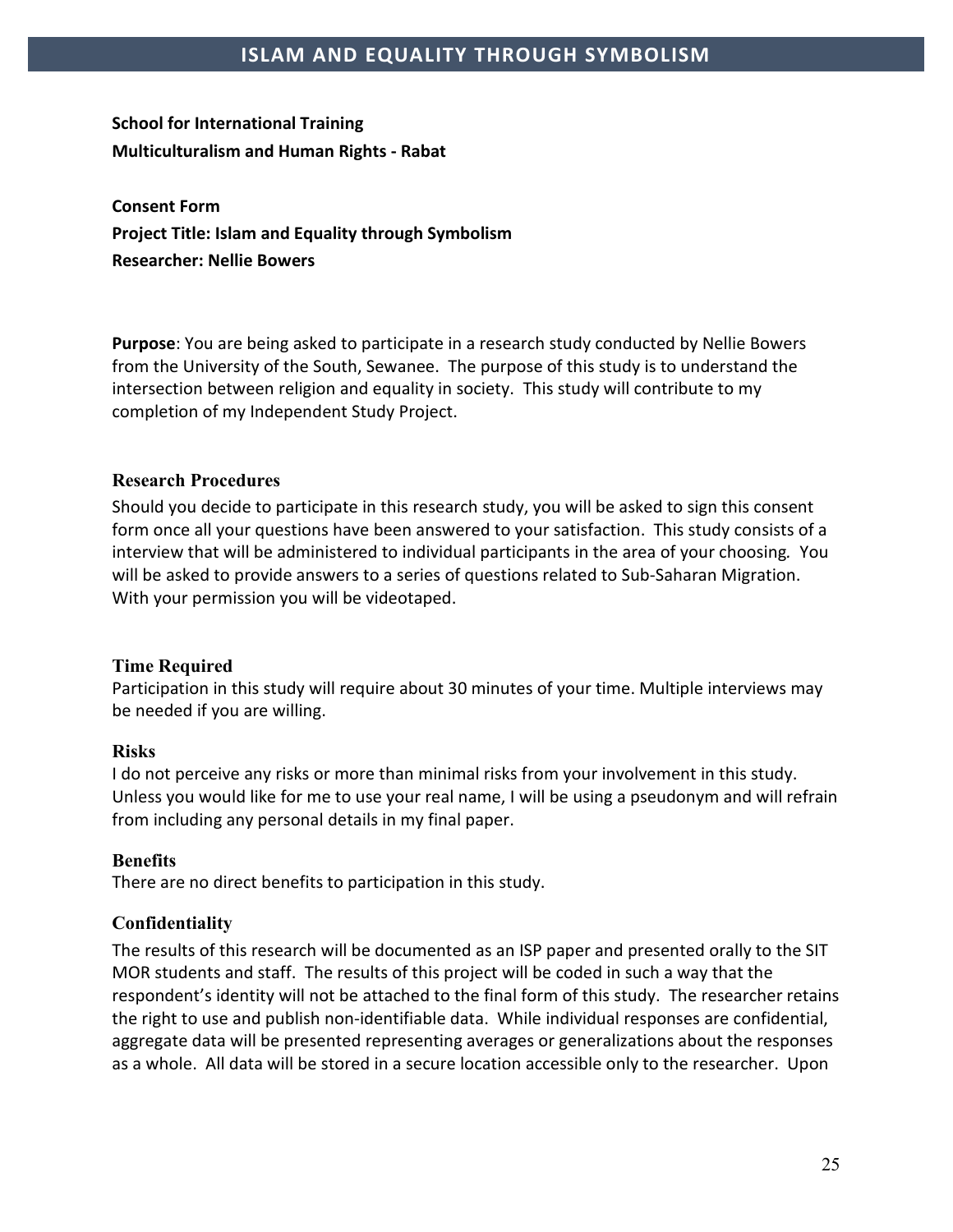**School for International Training**
**Multiculturalism and Human Rights - Rabat**

**Consent Form**
**Project Title: Islam and Equality through Symbolism**
**Researcher: Nellie Bowers**

**Purpose**: You are being asked to participate in a research study conducted by Nellie Bowers from the University of the South, Sewanee. The purpose of this study is to understand the intersection between religion and equality in society. This study will contribute to my completion of my Independent Study Project.

### Research Procedures

Should you decide to participate in this research study, you will be asked to sign this consent form once all your questions have been answered to your satisfaction. This study consists of a interview that will be administered to individual participants in the area of your choosing. You will be asked to provide answers to a series of questions related to Sub-Saharan Migration. With your permission you will be videotaped.

### Time Required

Participation in this study will require about 30 minutes of your time. Multiple interviews may be needed if you are willing.

### Risks

I do not perceive any risks or more than minimal risks from your involvement in this study. Unless you would like for me to use your real name, I will be using a pseudonym and will refrain from including any personal details in my final paper.

### Benefits

There are no direct benefits to participation in this study.

### Confidentiality

The results of this research will be documented as an ISP paper and presented orally to the SIT MOR students and staff. The results of this project will be coded in such a way that the respondent's identity will not be attached to the final form of this study. The researcher retains the right to use and publish non-identifiable data. While individual responses are confidential, aggregate data will be presented representing averages or generalizations about the responses as a whole. All data will be stored in a secure location accessible only to the researcher. Upon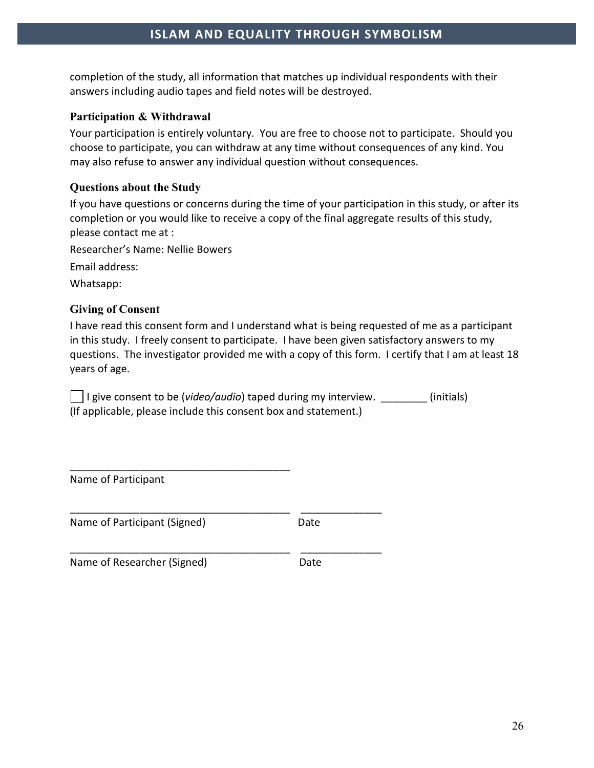completion of the study, all information that matches up individual respondents with their answers including audio tapes and field notes will be destroyed.

### Participation & Withdrawal

Your participation is entirely voluntary. You are free to choose not to participate. Should you choose to participate, you can withdraw at any time without consequences of any kind. You may also refuse to answer any individual question without consequences.

### Questions about the Study

If you have questions or concerns during the time of your participation in this study, or after its completion or you would like to receive a copy of the final aggregate results of this study, please contact me at :

Researcher's Name: Nellie Bowers

Email address:

Whatsapp:

### Giving of Consent

I have read this consent form and I understand what is being requested of me as a participant in this study. I freely consent to participate. I have been given satisfactory answers to my questions. The investigator provided me with a copy of this form. I certify that I am at least 18 years of age.

☐ I give consent to be (*video/audio*) taped during my interview. ________ (initials)
(If applicable, please include this consent box and statement.)

_______________________________________
Name of Participant

_______________________________________ ______________
Name of Participant (Signed) Date

_______________________________________ ______________
Name of Researcher (Signed) Date